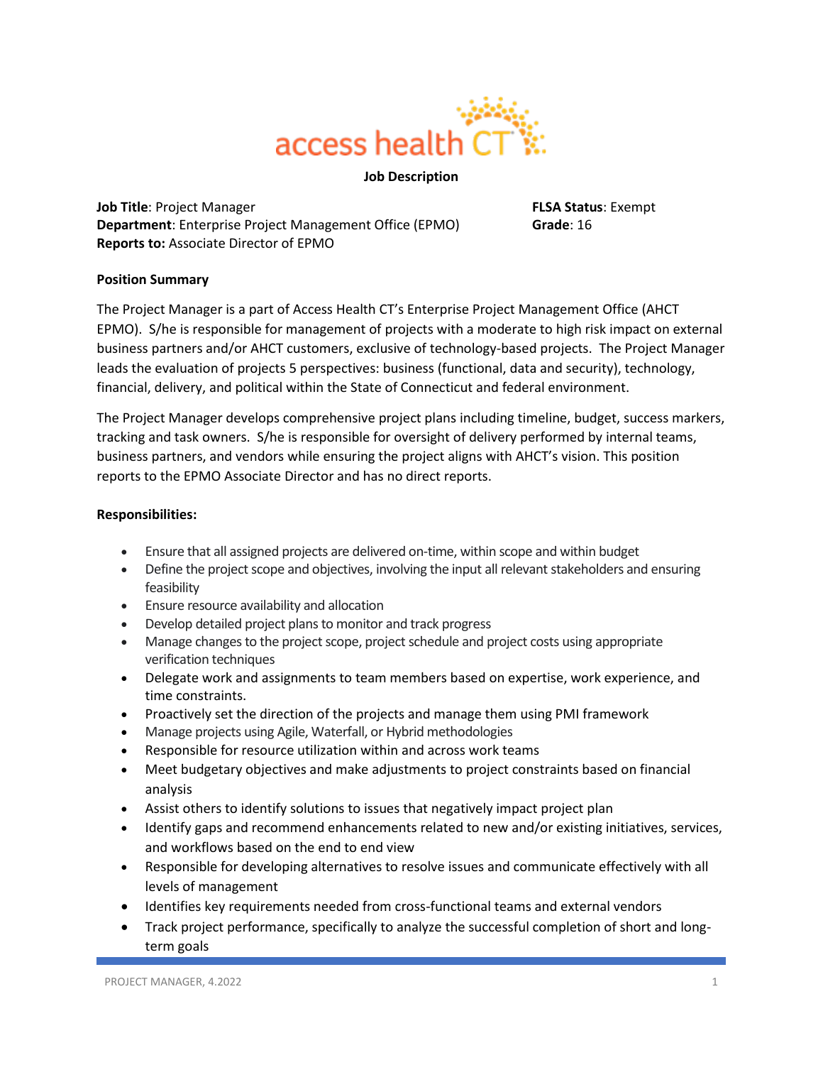access health CT

**Job Description**

**Job Title**: Project Manager
**Department**: Enterprise Project Management Office (EPMO)
**Reports to:** Associate Director of EPMO

**FLSA Status**: Exempt
**Grade**: 16

**Position Summary**

The Project Manager is a part of Access Health CT's Enterprise Project Management Office (AHCT EPMO). S/he is responsible for management of projects with a moderate to high risk impact on external business partners and/or AHCT customers, exclusive of technology-based projects. The Project Manager leads the evaluation of projects 5 perspectives: business (functional, data and security), technology, financial, delivery, and political within the State of Connecticut and federal environment.

The Project Manager develops comprehensive project plans including timeline, budget, success markers, tracking and task owners. S/he is responsible for oversight of delivery performed by internal teams, business partners, and vendors while ensuring the project aligns with AHCT's vision. This position reports to the EPMO Associate Director and has no direct reports.

**Responsibilities:**

- Ensure that all assigned projects are delivered on-time, within scope and within budget
- Define the project scope and objectives, involving the input all relevant stakeholders and ensuring feasibility
- Ensure resource availability and allocation
- Develop detailed project plans to monitor and track progress
- Manage changes to the project scope, project schedule and project costs using appropriate verification techniques
- Delegate work and assignments to team members based on expertise, work experience, and time constraints.
- Proactively set the direction of the projects and manage them using PMI framework
- Manage projects using Agile, Waterfall, or Hybrid methodologies
- Responsible for resource utilization within and across work teams
- Meet budgetary objectives and make adjustments to project constraints based on financial analysis
- Assist others to identify solutions to issues that negatively impact project plan
- Identify gaps and recommend enhancements related to new and/or existing initiatives, services, and workflows based on the end to end view
- Responsible for developing alternatives to resolve issues and communicate effectively with all levels of management
- Identifies key requirements needed from cross-functional teams and external vendors
- Track project performance, specifically to analyze the successful completion of short and long-term goals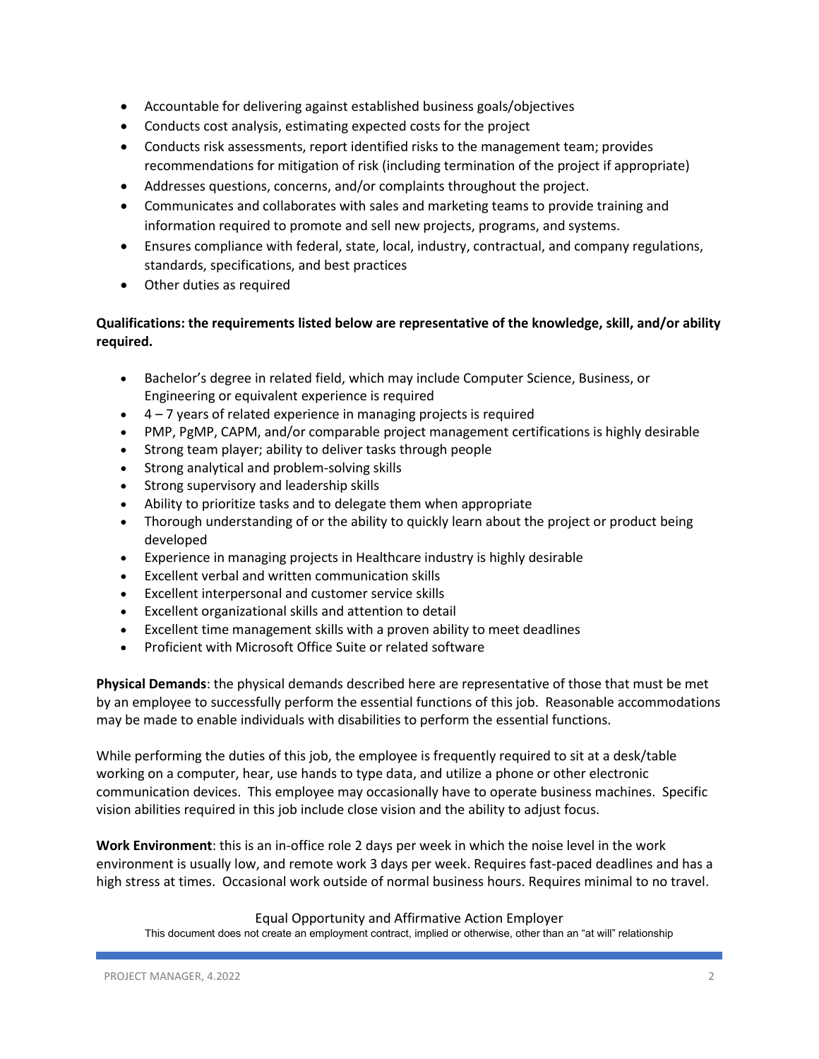- Accountable for delivering against established business goals/objectives
- Conducts cost analysis, estimating expected costs for the project
- Conducts risk assessments, report identified risks to the management team; provides recommendations for mitigation of risk (including termination of the project if appropriate)
- Addresses questions, concerns, and/or complaints throughout the project.
- Communicates and collaborates with sales and marketing teams to provide training and information required to promote and sell new projects, programs, and systems.
- Ensures compliance with federal, state, local, industry, contractual, and company regulations, standards, specifications, and best practices
- Other duties as required

**Qualifications: the requirements listed below are representative of the knowledge, skill, and/or ability required.**

- Bachelor's degree in related field, which may include Computer Science, Business, or Engineering or equivalent experience is required
- 4 – 7 years of related experience in managing projects is required
- PMP, PgMP, CAPM, and/or comparable project management certifications is highly desirable
- Strong team player; ability to deliver tasks through people
- Strong analytical and problem-solving skills
- Strong supervisory and leadership skills
- Ability to prioritize tasks and to delegate them when appropriate
- Thorough understanding of or the ability to quickly learn about the project or product being developed
- Experience in managing projects in Healthcare industry is highly desirable
- Excellent verbal and written communication skills
- Excellent interpersonal and customer service skills
- Excellent organizational skills and attention to detail
- Excellent time management skills with a proven ability to meet deadlines
- Proficient with Microsoft Office Suite or related software

**Physical Demands**: the physical demands described here are representative of those that must be met by an employee to successfully perform the essential functions of this job. Reasonable accommodations may be made to enable individuals with disabilities to perform the essential functions.

While performing the duties of this job, the employee is frequently required to sit at a desk/table working on a computer, hear, use hands to type data, and utilize a phone or other electronic communication devices. This employee may occasionally have to operate business machines. Specific vision abilities required in this job include close vision and the ability to adjust focus.

**Work Environment**: this is an in-office role 2 days per week in which the noise level in the work environment is usually low, and remote work 3 days per week. Requires fast-paced deadlines and has a high stress at times. Occasional work outside of normal business hours. Requires minimal to no travel.

Equal Opportunity and Affirmative Action Employer

This document does not create an employment contract, implied or otherwise, other than an "at will" relationship